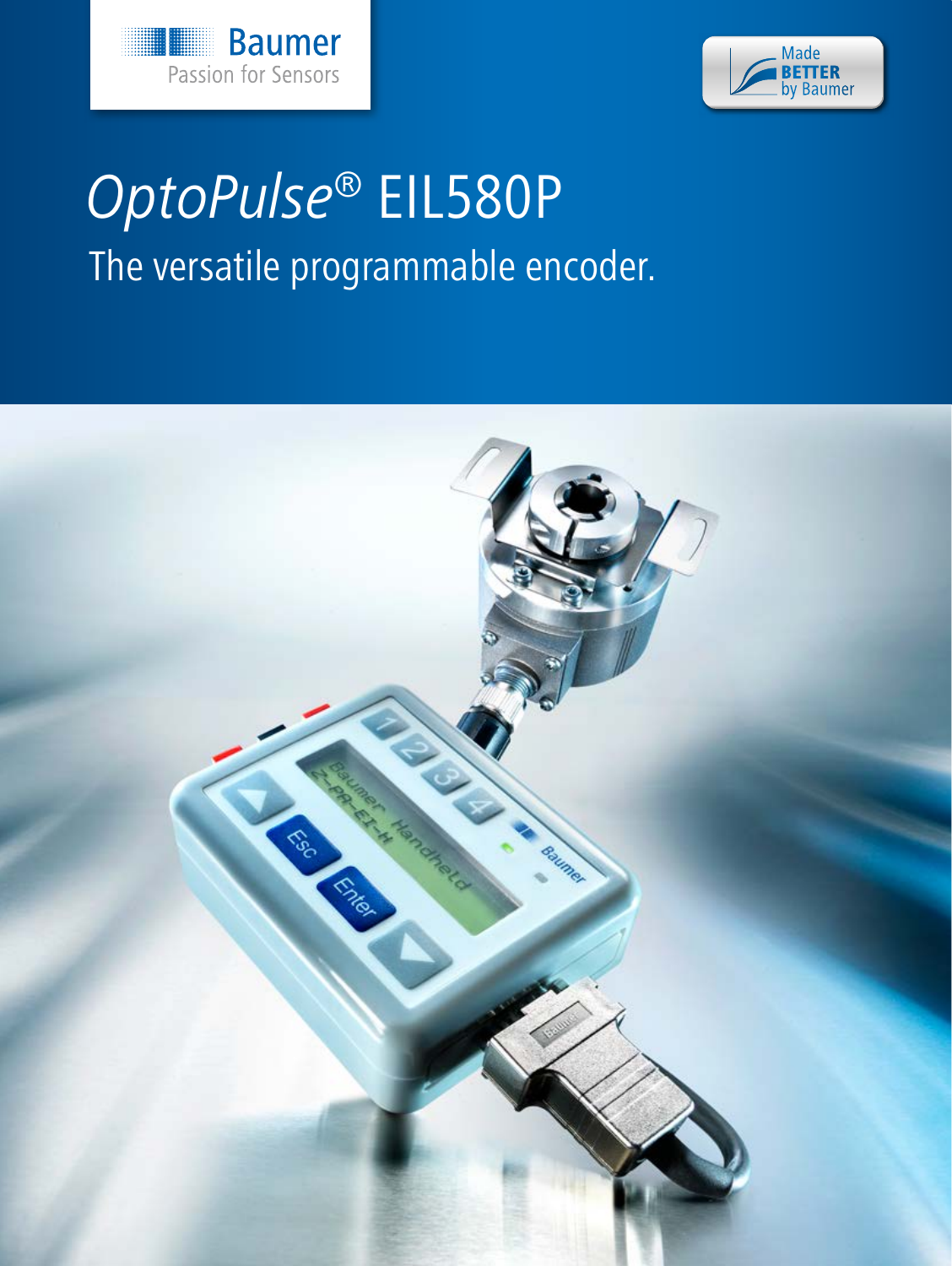Baumer
Passion for Sensors

Made BETTER by Baumer

# *OptoPulse®* EIL580P

## The versatile programmable encoder.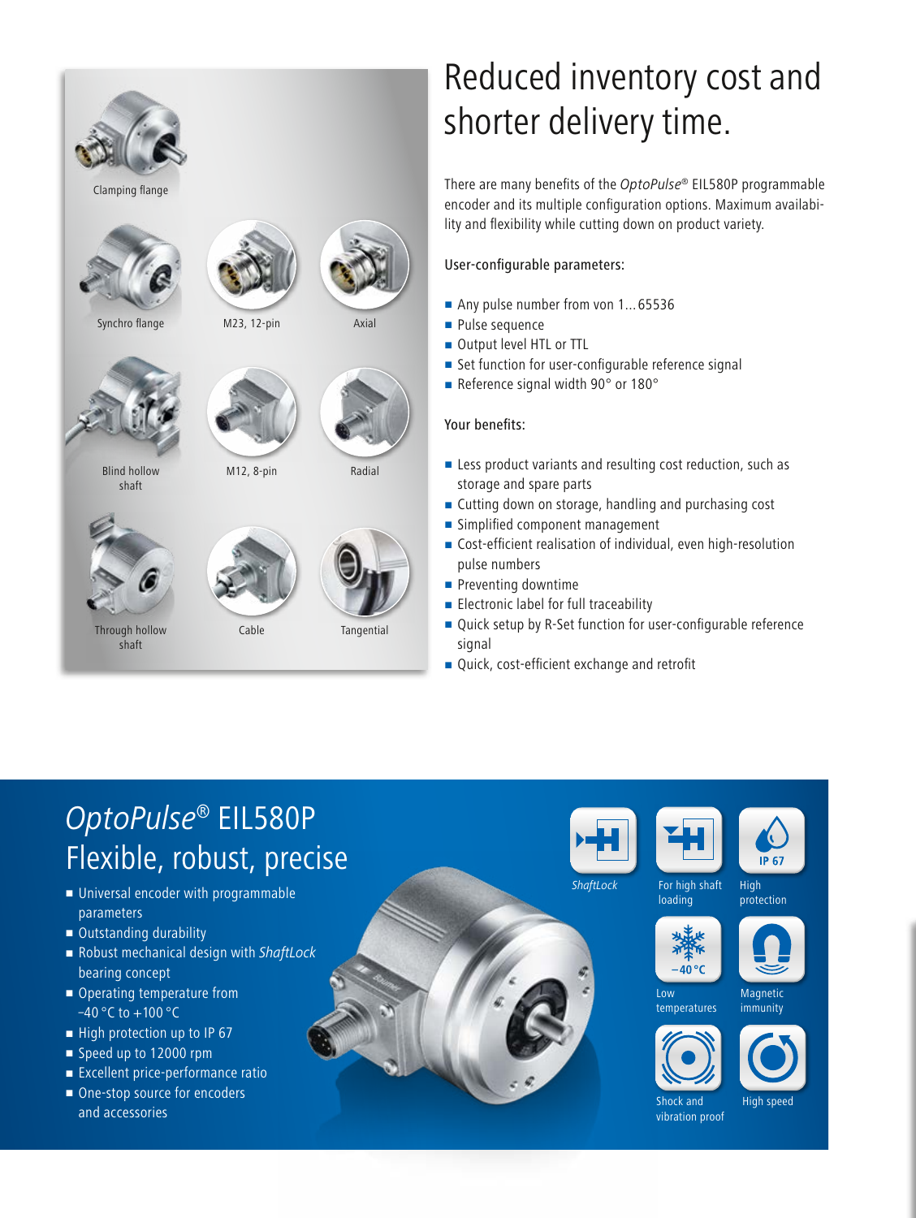Clamping flange

Synchro flange

M23, 12-pin

Axial

Blind hollow shaft

M12, 8-pin

Radial

Through hollow shaft

Cable

Tangential

# Reduced inventory cost and shorter delivery time.

There are many benefits of the *OptoPulse*® EIL580P programmable encoder and its multiple configuration options. Maximum availability and flexibility while cutting down on product variety.

User-configurable parameters:

- Any pulse number from von 1...65536
- Pulse sequence
- Output level HTL or TTL
- Set function for user-configurable reference signal
- Reference signal width 90° or 180°

Your benefits:

- Less product variants and resulting cost reduction, such as storage and spare parts
- Cutting down on storage, handling and purchasing cost
- Simplified component management
- Cost-efficient realisation of individual, even high-resolution pulse numbers
- Preventing downtime
- Electronic label for full traceability
- Quick setup by R-Set function for user-configurable reference signal
- Quick, cost-efficient exchange and retrofit

## *OptoPulse*® EIL580P Flexible, robust, precise

- Universal encoder with programmable parameters
- Outstanding durability
- Robust mechanical design with *ShaftLock* bearing concept
- Operating temperature from −40 °C to +100 °C
- High protection up to IP 67
- Speed up to 12000 rpm
- Excellent price-performance ratio
- One-stop source for encoders and accessories

*ShaftLock*

For high shaft loading

IP 67 High protection

−40 °C Low temperatures

Magnetic immunity

Shock and vibration proof

High speed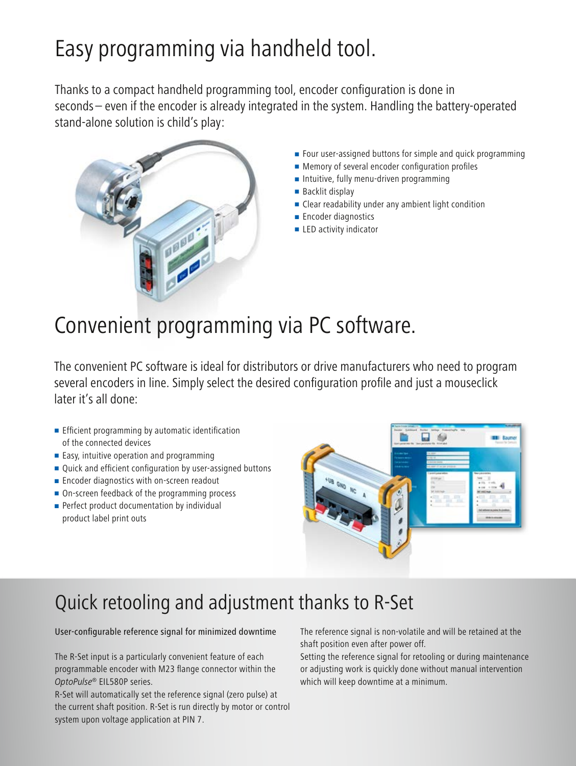# Easy programming via handheld tool.

Thanks to a compact handheld programming tool, encoder configuration is done in seconds – even if the encoder is already integrated in the system. Handling the battery-operated stand-alone solution is child's play:

- Four user-assigned buttons for simple and quick programming
- Memory of several encoder configuration profiles
- Intuitive, fully menu-driven programming
- Backlit display
- Clear readability under any ambient light condition
- Encoder diagnostics
- LED activity indicator

# Convenient programming via PC software.

The convenient PC software is ideal for distributors or drive manufacturers who need to program several encoders in line. Simply select the desired configuration profile and just a mouseclick later it's all done:

- Efficient programming by automatic identification of the connected devices
- Easy, intuitive operation and programming
- Quick and efficient configuration by user-assigned buttons
- Encoder diagnostics with on-screen readout
- On-screen feedback of the programming process
- Perfect product documentation by individual product label print outs

# Quick retooling and adjustment thanks to R-Set

User-configurable reference signal for minimized downtime

The R-Set input is a particularly convenient feature of each programmable encoder with M23 flange connector within the *OptoPulse®* EIL580P series.
R-Set will automatically set the reference signal (zero pulse) at the current shaft position. R-Set is run directly by motor or control system upon voltage application at PIN 7.

The reference signal is non-volatile and will be retained at the shaft position even after power off.
Setting the reference signal for retooling or during maintenance or adjusting work is quickly done without manual intervention which will keep downtime at a minimum.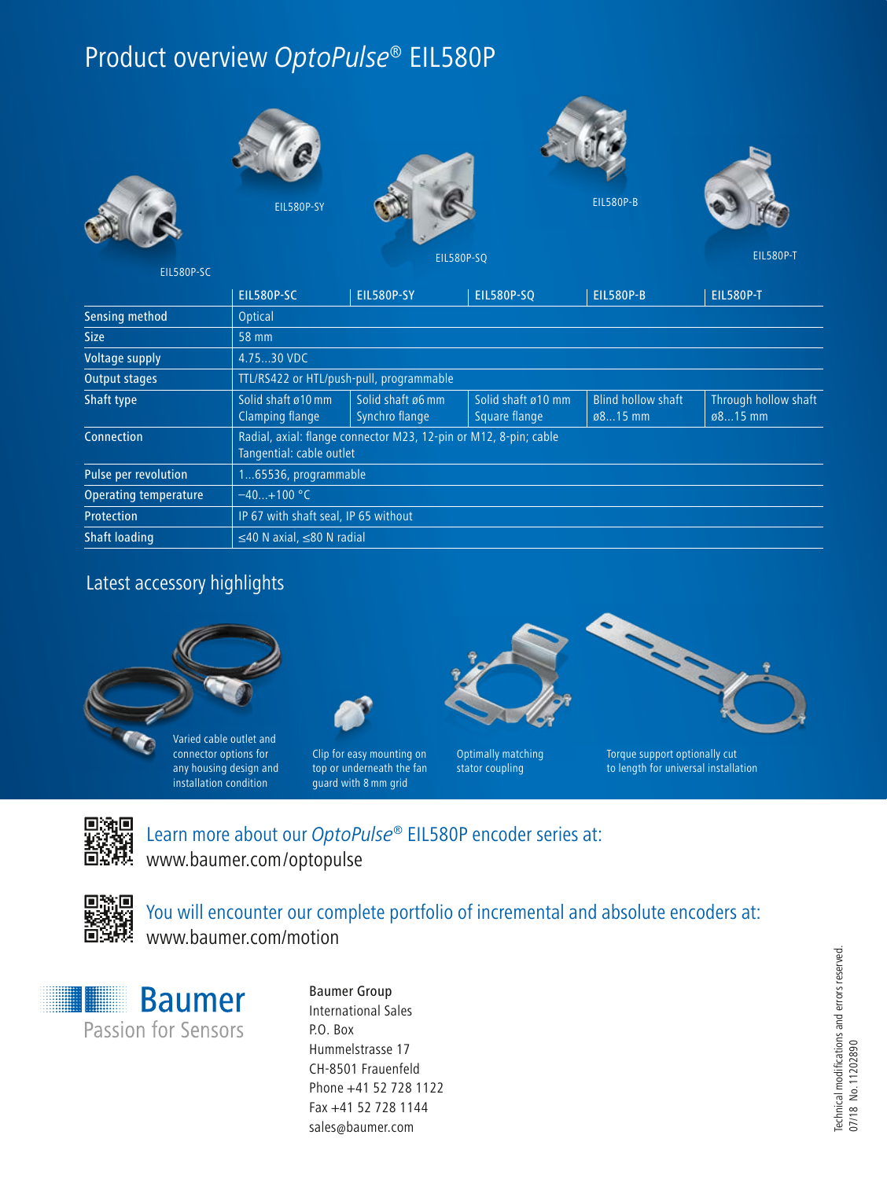# Product overview *OptoPulse*® EIL580P

EIL580P-SC

EIL580P-SY

EIL580P-SQ

EIL580P-B

EIL580P-T

| | EIL580P-SC | EIL580P-SY | EIL580P-SQ | EIL580P-B | EIL580P-T |
|---|---|---|---|---|---|
| Sensing method | Optical | | | | |
| Size | 58 mm | | | | |
| Voltage supply | 4.75...30 VDC | | | | |
| Output stages | TTL/RS422 or HTL/push-pull, programmable | | | | |
| Shaft type | Solid shaft ø10 mm Clamping flange | Solid shaft ø6 mm Synchro flange | Solid shaft ø10 mm Square flange | Blind hollow shaft ø8...15 mm | Through hollow shaft ø8...15 mm |
| Connection | Radial, axial: flange connector M23, 12-pin or M12, 8-pin; cable Tangential: cable outlet | | | | |
| Pulse per revolution | 1...65536, programmable | | | | |
| Operating temperature | −40...+100 °C | | | | |
| Protection | IP 67 with shaft seal, IP 65 without | | | | |
| Shaft loading | ≤40 N axial, ≤80 N radial | | | | |

## Latest accessory highlights

Varied cable outlet and connector options for any housing design and installation condition

Clip for easy mounting on top or underneath the fan guard with 8 mm grid

Optimally matching stator coupling

Torque support optionally cut to length for universal installation

Learn more about our *OptoPulse*® EIL580P encoder series at:
www.baumer.com/optopulse

You will encounter our complete portfolio of incremental and absolute encoders at:
www.baumer.com/motion

**Baumer**
Passion for Sensors

Baumer Group
International Sales
P.O. Box
Hummelstrasse 17
CH-8501 Frauenfeld
Phone +41 52 728 1122
Fax +41 52 728 1144
sales@baumer.com

Technical modifications and errors reserved.
07/18 No. 11202890